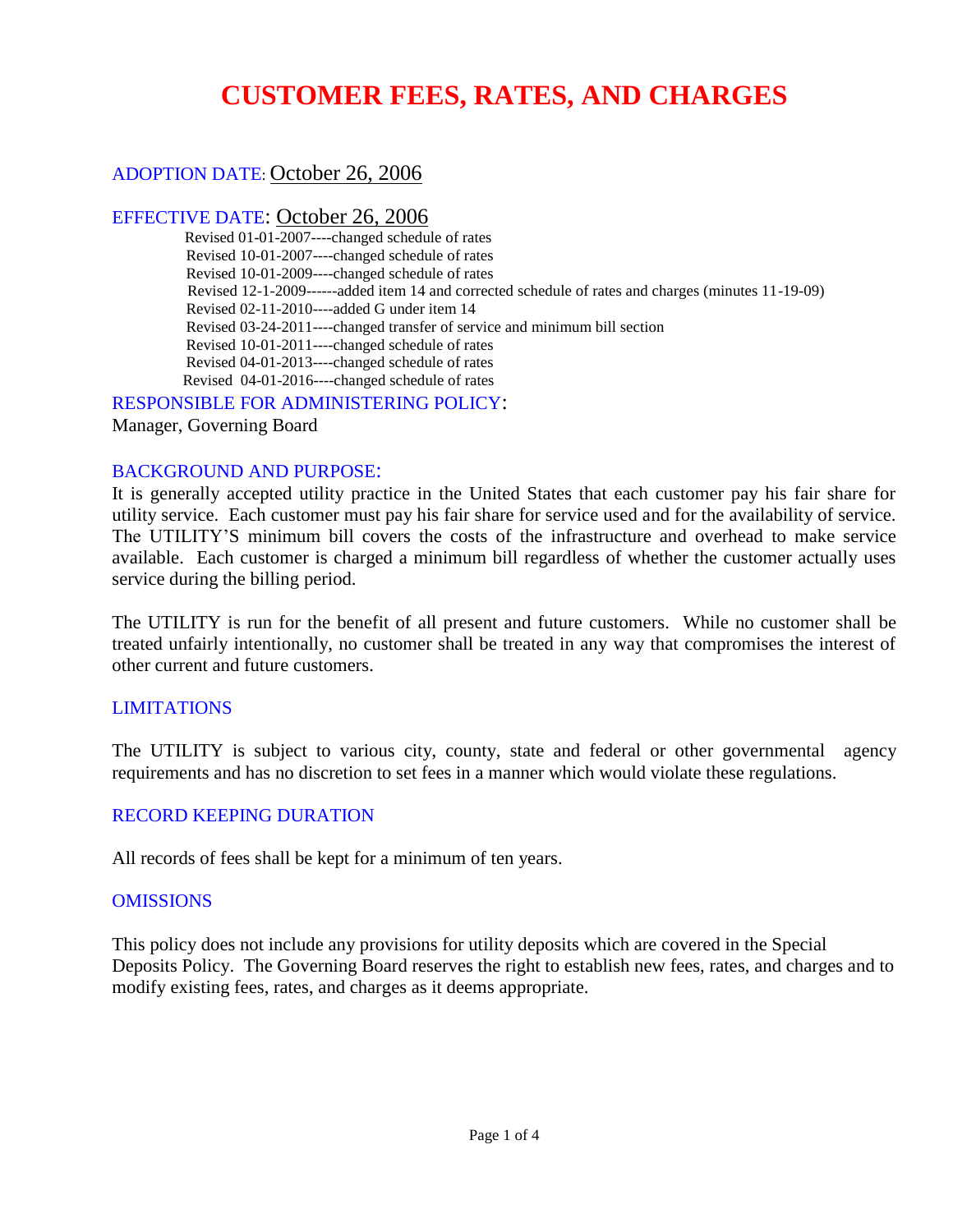# CUSTOMER FEES, RATES, AND CHARGES

ADOPTION DATE: October 26, 2006

EFFECTIVE DATE: October 26, 2006

Revised 01-01-2007----changed schedule of rates
Revised 10-01-2007----changed schedule of rates
Revised 10-01-2009----changed schedule of rates
Revised 12-1-2009------added item 14 and corrected schedule of rates and charges (minutes 11-19-09)
Revised 02-11-2010----added G under item 14
Revised 03-24-2011----changed transfer of service and minimum bill section
Revised 10-01-2011----changed schedule of rates
Revised 04-01-2013----changed schedule of rates
Revised 04-01-2016----changed schedule of rates

## RESPONSIBLE FOR ADMINISTERING POLICY:

Manager, Governing Board

## BACKGROUND AND PURPOSE:

It is generally accepted utility practice in the United States that each customer pay his fair share for utility service. Each customer must pay his fair share for service used and for the availability of service. The UTILITY'S minimum bill covers the costs of the infrastructure and overhead to make service available. Each customer is charged a minimum bill regardless of whether the customer actually uses service during the billing period.

The UTILITY is run for the benefit of all present and future customers. While no customer shall be treated unfairly intentionally, no customer shall be treated in any way that compromises the interest of other current and future customers.

## LIMITATIONS

The UTILITY is subject to various city, county, state and federal or other governmental agency requirements and has no discretion to set fees in a manner which would violate these regulations.

## RECORD KEEPING DURATION

All records of fees shall be kept for a minimum of ten years.

## OMISSIONS

This policy does not include any provisions for utility deposits which are covered in the Special Deposits Policy. The Governing Board reserves the right to establish new fees, rates, and charges and to modify existing fees, rates, and charges as it deems appropriate.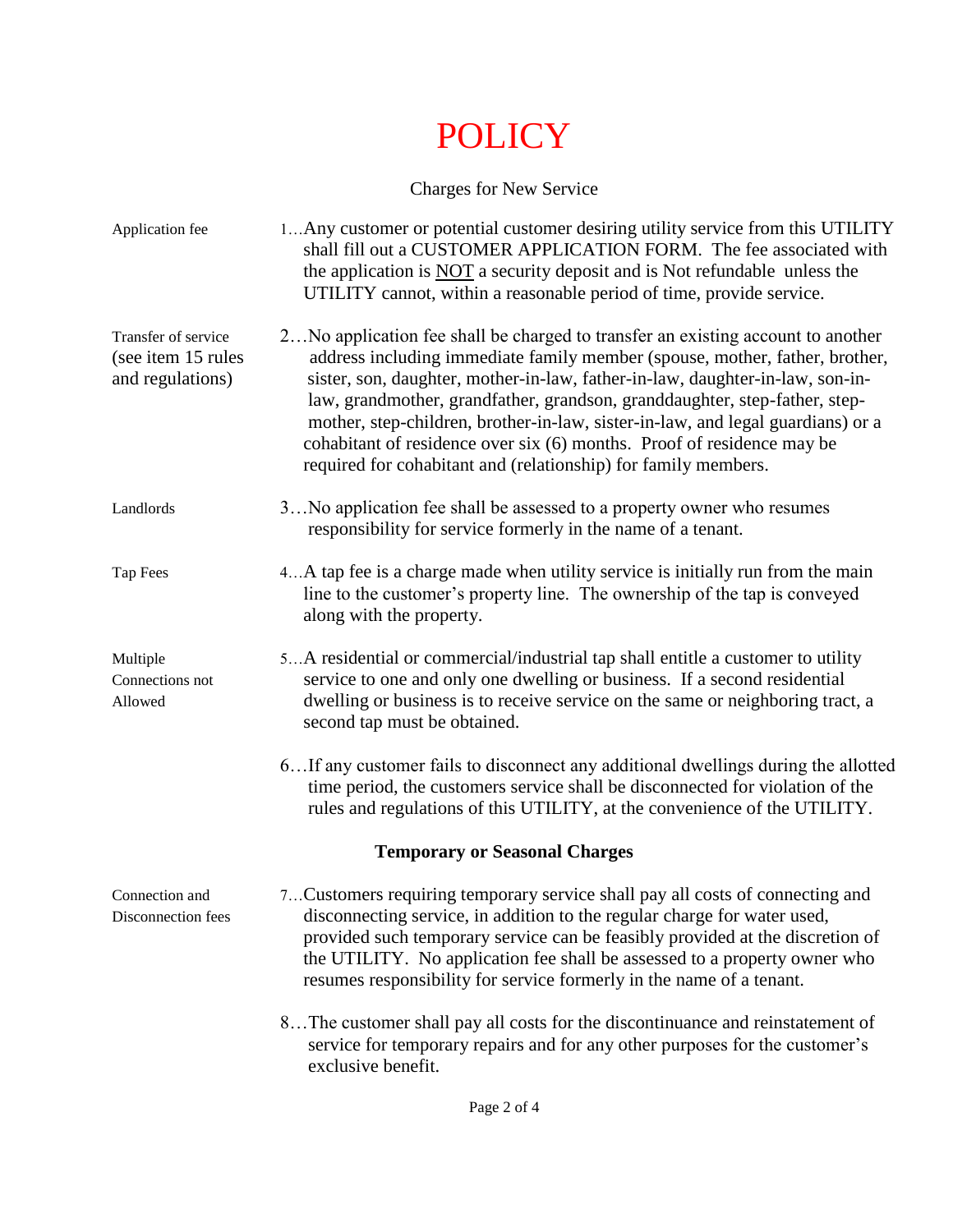# POLICY

Charges for New Service

| | |
|---|---|
| Application fee | 1…Any customer or potential customer desiring utility service from this UTILITY shall fill out a CUSTOMER APPLICATION FORM. The fee associated with the application is NOT a security deposit and is Not refundable unless the UTILITY cannot, within a reasonable period of time, provide service. |
| Transfer of service (see item 15 rules and regulations) | 2…No application fee shall be charged to transfer an existing account to another address including immediate family member (spouse, mother, father, brother, sister, son, daughter, mother-in-law, father-in-law, daughter-in-law, son-in-law, grandmother, grandfather, grandson, granddaughter, step-father, step-mother, step-children, brother-in-law, sister-in-law, and legal guardians) or a cohabitant of residence over six (6) months. Proof of residence may be required for cohabitant and (relationship) for family members. |
| Landlords | 3…No application fee shall be assessed to a property owner who resumes responsibility for service formerly in the name of a tenant. |
| Tap Fees | 4…A tap fee is a charge made when utility service is initially run from the main line to the customer's property line. The ownership of the tap is conveyed along with the property. |
| Multiple Connections not Allowed | 5…A residential or commercial/industrial tap shall entitle a customer to utility service to one and only one dwelling or business. If a second residential dwelling or business is to receive service on the same or neighboring tract, a second tap must be obtained. |
| | 6…If any customer fails to disconnect any additional dwellings during the allotted time period, the customers service shall be disconnected for violation of the rules and regulations of this UTILITY, at the convenience of the UTILITY. |

### Temporary or Seasonal Charges

| | |
|---|---|
| Connection and Disconnection fees | 7…Customers requiring temporary service shall pay all costs of connecting and disconnecting service, in addition to the regular charge for water used, provided such temporary service can be feasibly provided at the discretion of the UTILITY. No application fee shall be assessed to a property owner who resumes responsibility for service formerly in the name of a tenant. |
| | 8…The customer shall pay all costs for the discontinuance and reinstatement of service for temporary repairs and for any other purposes for the customer's exclusive benefit. |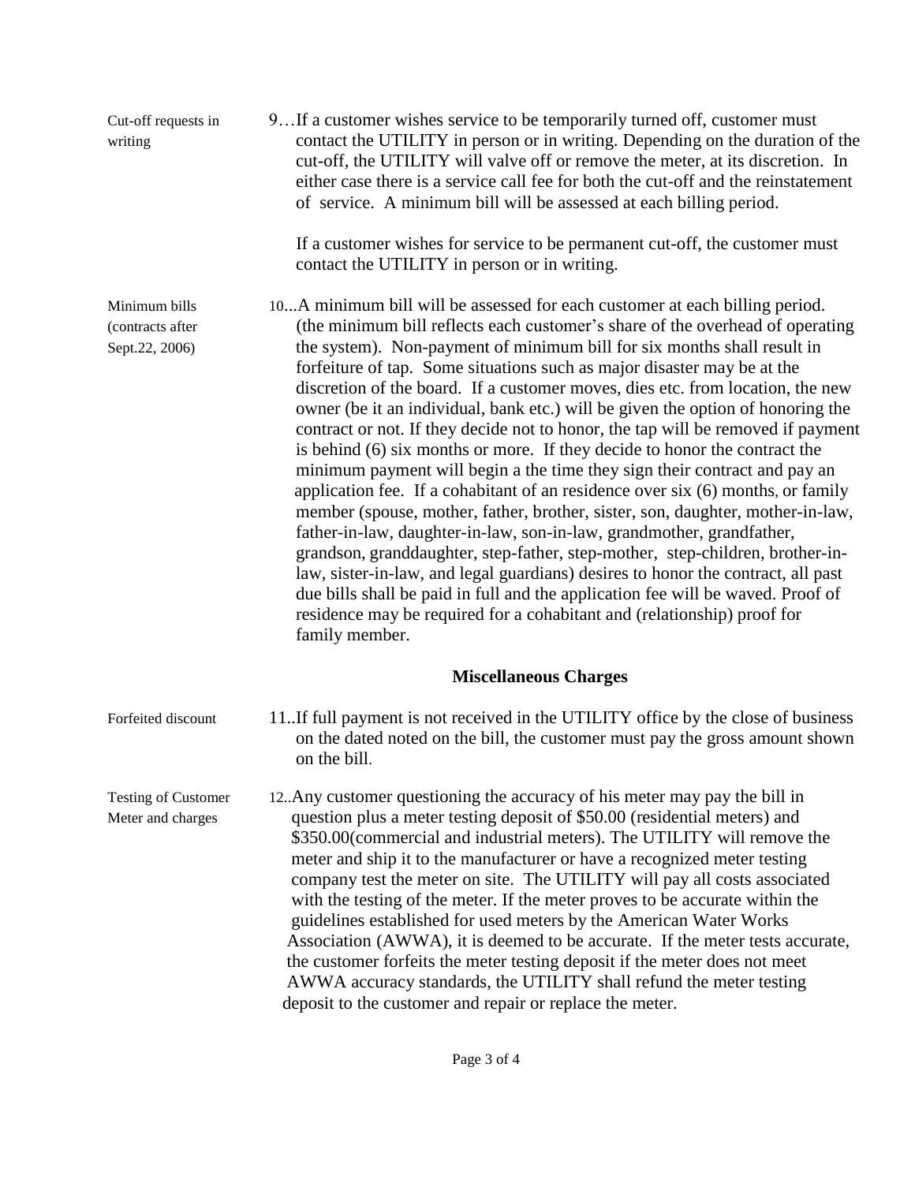Cut-off requests in writing

9…If a customer wishes service to be temporarily turned off, customer must contact the UTILITY in person or in writing. Depending on the duration of the cut-off, the UTILITY will valve off or remove the meter, at its discretion. In either case there is a service call fee for both the cut-off and the reinstatement of service. A minimum bill will be assessed at each billing period.

If a customer wishes for service to be permanent cut-off, the customer must contact the UTILITY in person or in writing.

Minimum bills (contracts after Sept.22, 2006)

10...A minimum bill will be assessed for each customer at each billing period. (the minimum bill reflects each customer's share of the overhead of operating the system). Non-payment of minimum bill for six months shall result in forfeiture of tap. Some situations such as major disaster may be at the discretion of the board. If a customer moves, dies etc. from location, the new owner (be it an individual, bank etc.) will be given the option of honoring the contract or not. If they decide not to honor, the tap will be removed if payment is behind (6) six months or more. If they decide to honor the contract the minimum payment will begin a the time they sign their contract and pay an application fee. If a cohabitant of an residence over six (6) months, or family member (spouse, mother, father, brother, sister, son, daughter, mother-in-law, father-in-law, daughter-in-law, son-in-law, grandmother, grandfather, grandson, granddaughter, step-father, step-mother, step-children, brother-in-law, sister-in-law, and legal guardians) desires to honor the contract, all past due bills shall be paid in full and the application fee will be waved. Proof of residence may be required for a cohabitant and (relationship) proof for family member.

## Miscellaneous Charges

Forfeited discount

11..If full payment is not received in the UTILITY office by the close of business on the dated noted on the bill, the customer must pay the gross amount shown on the bill.

Testing of Customer Meter and charges

12..Any customer questioning the accuracy of his meter may pay the bill in question plus a meter testing deposit of $50.00 (residential meters) and $350.00(commercial and industrial meters). The UTILITY will remove the meter and ship it to the manufacturer or have a recognized meter testing company test the meter on site. The UTILITY will pay all costs associated with the testing of the meter. If the meter proves to be accurate within the guidelines established for used meters by the American Water Works Association (AWWA), it is deemed to be accurate. If the meter tests accurate, the customer forfeits the meter testing deposit if the meter does not meet AWWA accuracy standards, the UTILITY shall refund the meter testing deposit to the customer and repair or replace the meter.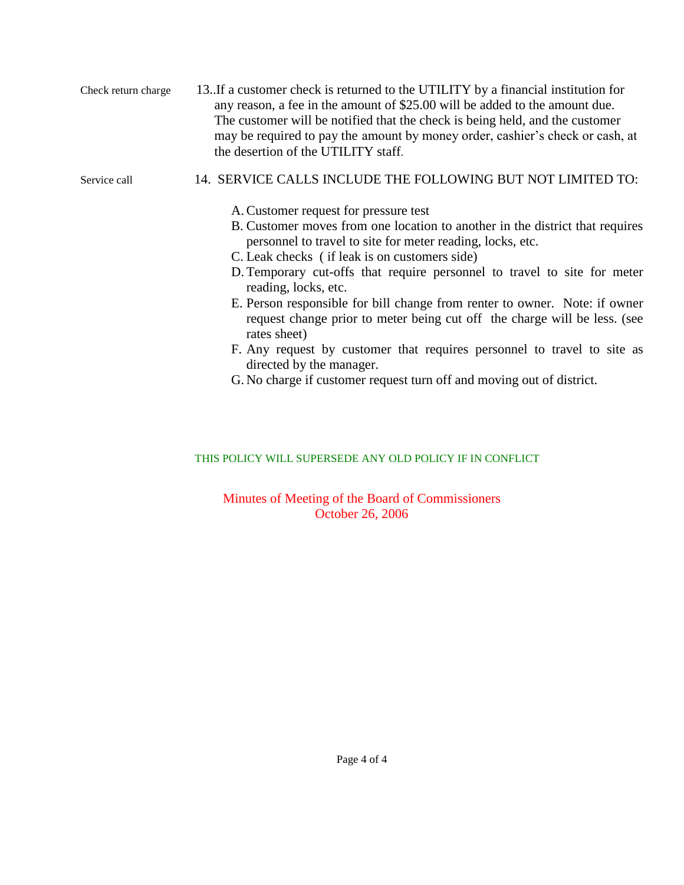Check return charge

13..If a customer check is returned to the UTILITY by a financial institution for any reason, a fee in the amount of $25.00 will be added to the amount due. The customer will be notified that the check is being held, and the customer may be required to pay the amount by money order, cashier's check or cash, at the desertion of the UTILITY staff.

Service call

14. SERVICE CALLS INCLUDE THE FOLLOWING BUT NOT LIMITED TO:

A. Customer request for pressure test
B. Customer moves from one location to another in the district that requires personnel to travel to site for meter reading, locks, etc.
C. Leak checks ( if leak is on customers side)
D. Temporary cut-offs that require personnel to travel to site for meter reading, locks, etc.
E. Person responsible for bill change from renter to owner. Note: if owner request change prior to meter being cut off the charge will be less. (see rates sheet)
F. Any request by customer that requires personnel to travel to site as directed by the manager.
G. No charge if customer request turn off and moving out of district.

THIS POLICY WILL SUPERSEDE ANY OLD POLICY IF IN CONFLICT

Minutes of Meeting of the Board of Commissioners
October 26, 2006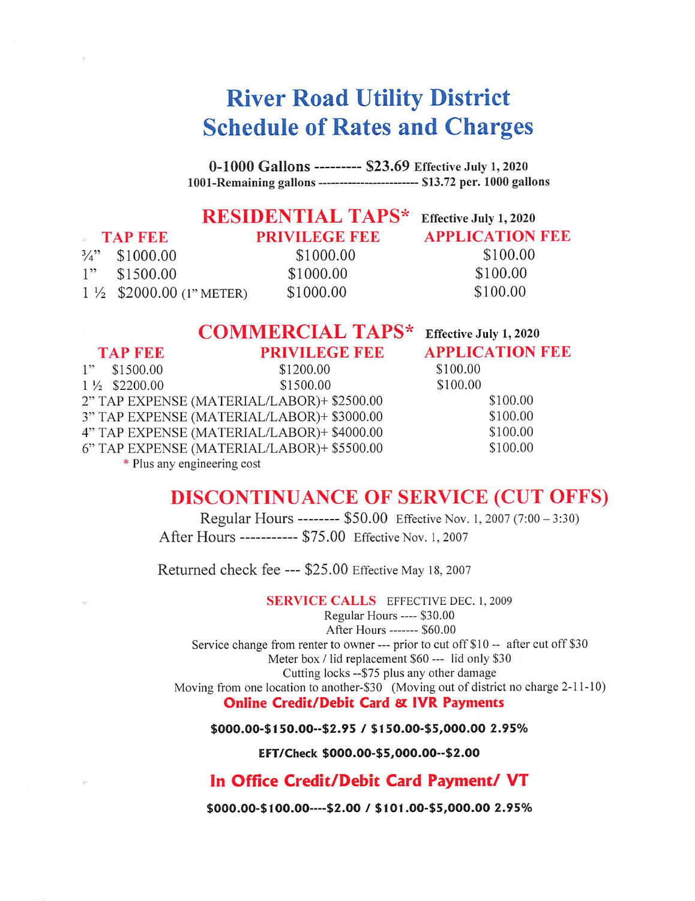# River Road Utility District
# Schedule of Rates and Charges

**0-1000 Gallons --------- $23.69** Effective July 1, 2020
**1001-Remaining gallons ----------------------- $13.72 per. 1000 gallons**

## RESIDENTIAL TAPS* Effective July 1, 2020

| | TAP FEE | PRIVILEGE FEE | APPLICATION FEE |
|---|---|---|---|
| ¾" | $1000.00 | $1000.00 | $100.00 |
| 1" | $1500.00 | $1000.00 | $100.00 |
| 1 ½ | $2000.00 (1" METER) | $1000.00 | $100.00 |

## COMMERCIAL TAPS* Effective July 1, 2020

| | TAP FEE | PRIVILEGE FEE | APPLICATION FEE |
|---|---|---|---|
| 1" | $1500.00 | $1200.00 | $100.00 |
| 1 ½ | $2200.00 | $1500.00 | $100.00 |
| 2" | TAP EXPENSE (MATERIAL/LABOR)+ $2500.00 | | $100.00 |
| 3" | TAP EXPENSE (MATERIAL/LABOR)+ $3000.00 | | $100.00 |
| 4" | TAP EXPENSE (MATERIAL/LABOR)+ $4000.00 | | $100.00 |
| 6" | TAP EXPENSE (MATERIAL/LABOR)+ $5500.00 | | $100.00 |

\* Plus any engineering cost

## DISCONTINUANCE OF SERVICE (CUT OFFS)

Regular Hours -------- $50.00 Effective Nov. 1, 2007 (7:00 – 3:30)
After Hours ----------- $75.00 Effective Nov. 1, 2007

Returned check fee --- $25.00 Effective May 18, 2007

### SERVICE CALLS EFFECTIVE DEC. 1, 2009

Regular Hours ---- $30.00
After Hours ------- $60.00
Service change from renter to owner --- prior to cut off $10 -- after cut off $30
Meter box / lid replacement $60 --- lid only $30
Cutting locks --$75 plus any other damage
Moving from one location to another-$30 (Moving out of district no charge 2-11-10)

### Online Credit/Debit Card & IVR Payments

**$000.00-$150.00--$2.95 / $150.00-$5,000.00 2.95%**

**EFT/Check $000.00-$5,000.00--$2.00**

### In Office Credit/Debit Card Payment/ VT

**$000.00-$100.00----$2.00 / $101.00-$5,000.00 2.95%**